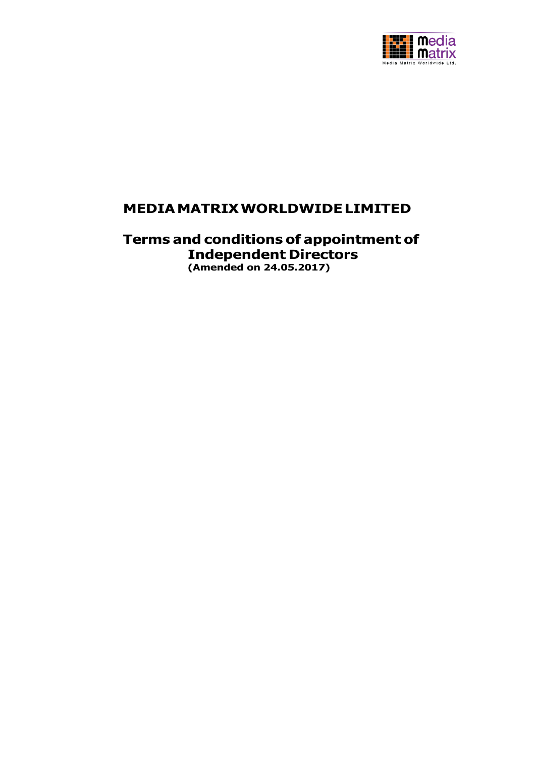# MEDIA MATRIX WORLDWIDE LIMITED

## Terms and conditions of appointment of Independent Directors

**(Amended on 24.05.2017)**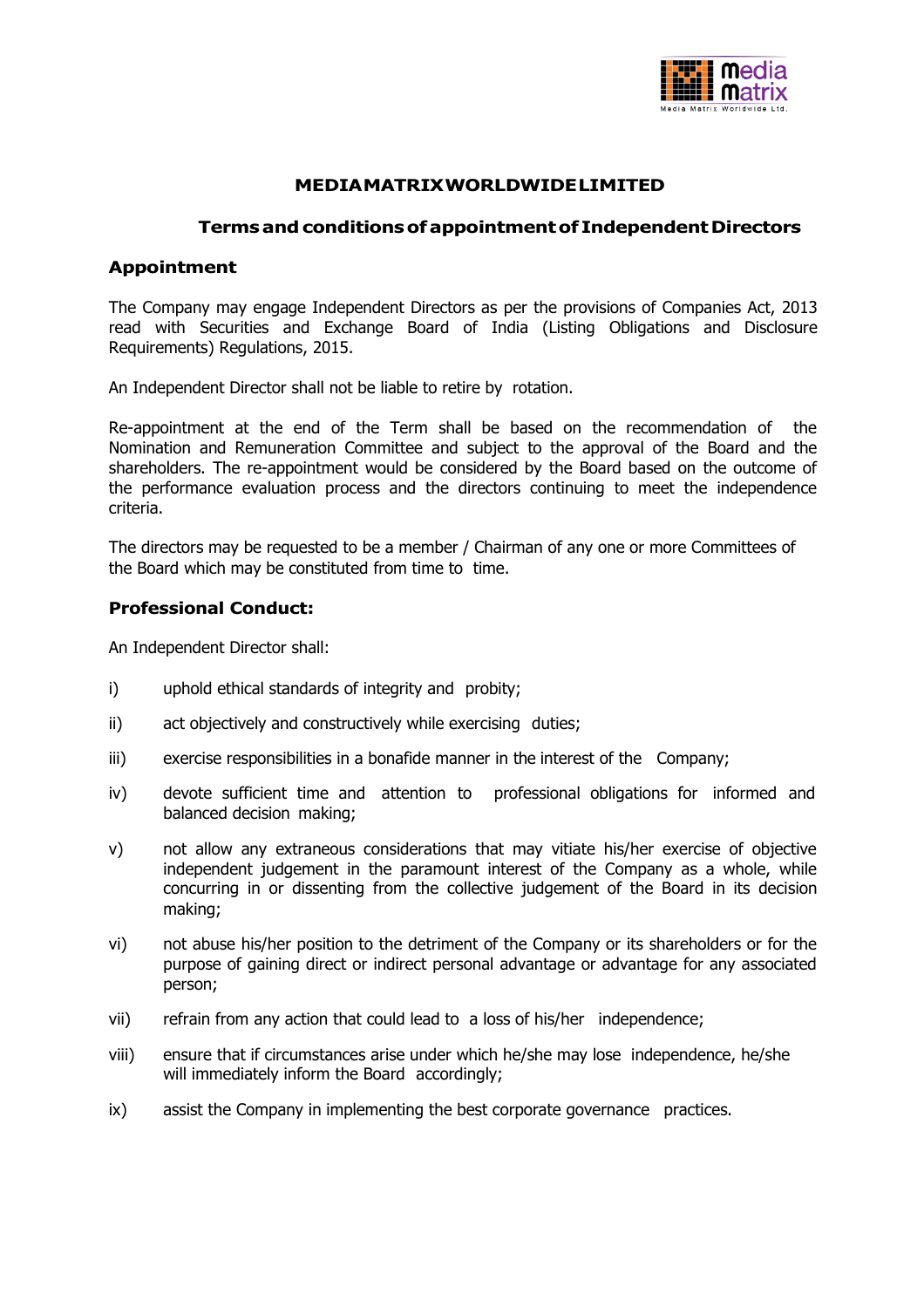# MEDIA MATRIX WORLDWIDE LIMITED

## Terms and conditions of appointment of Independent Directors

### Appointment

The Company may engage Independent Directors as per the provisions of Companies Act, 2013 read with Securities and Exchange Board of India (Listing Obligations and Disclosure Requirements) Regulations, 2015.

An Independent Director shall not be liable to retire by rotation.

Re-appointment at the end of the Term shall be based on the recommendation of the Nomination and Remuneration Committee and subject to the approval of the Board and the shareholders. The re-appointment would be considered by the Board based on the outcome of the performance evaluation process and the directors continuing to meet the independence criteria.

The directors may be requested to be a member / Chairman of any one or more Committees of the Board which may be constituted from time to time.

### Professional Conduct:

An Independent Director shall:

i) uphold ethical standards of integrity and probity;

ii) act objectively and constructively while exercising duties;

iii) exercise responsibilities in a bonafide manner in the interest of the Company;

iv) devote sufficient time and attention to professional obligations for informed and balanced decision making;

v) not allow any extraneous considerations that may vitiate his/her exercise of objective independent judgement in the paramount interest of the Company as a whole, while concurring in or dissenting from the collective judgement of the Board in its decision making;

vi) not abuse his/her position to the detriment of the Company or its shareholders or for the purpose of gaining direct or indirect personal advantage or advantage for any associated person;

vii) refrain from any action that could lead to a loss of his/her independence;

viii) ensure that if circumstances arise under which he/she may lose independence, he/she will immediately inform the Board accordingly;

ix) assist the Company in implementing the best corporate governance practices.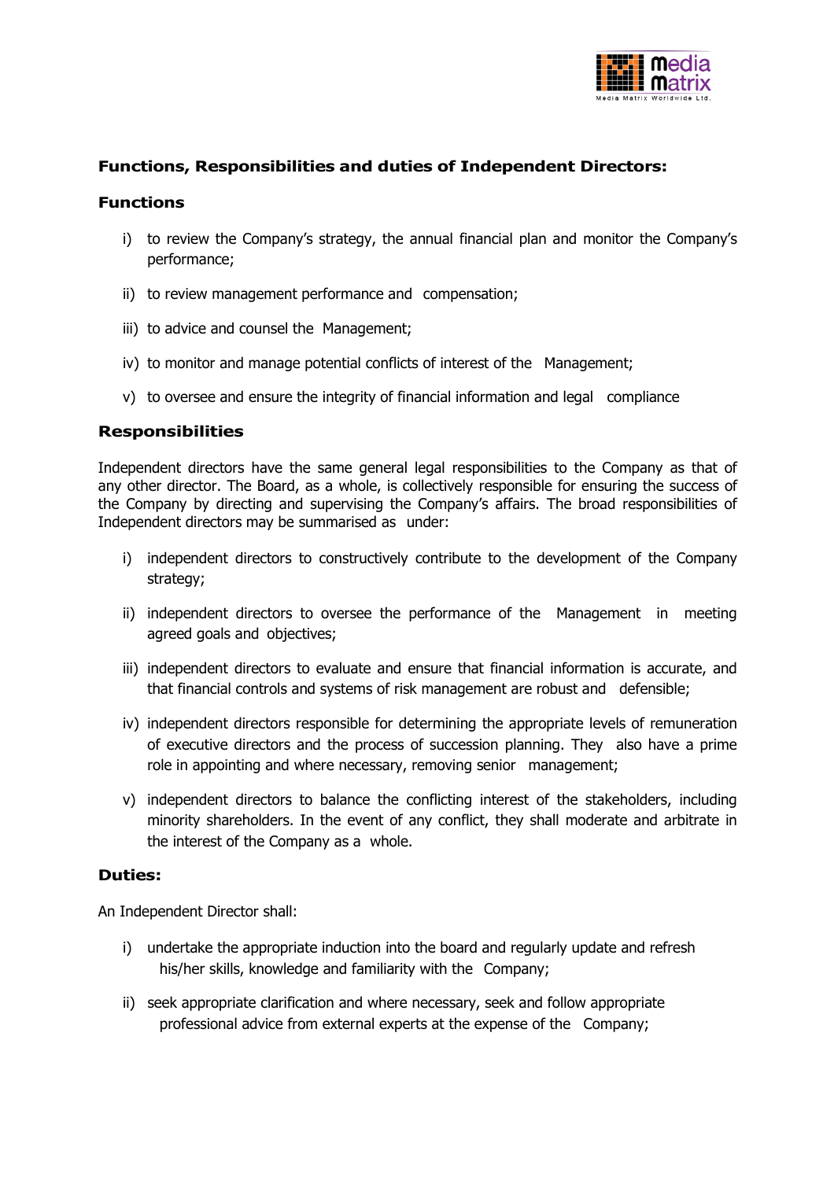## Functions, Responsibilities and duties of Independent Directors:

### Functions

i) to review the Company's strategy, the annual financial plan and monitor the Company's performance;

ii) to review management performance and compensation;

iii) to advice and counsel the Management;

iv) to monitor and manage potential conflicts of interest of the Management;

v) to oversee and ensure the integrity of financial information and legal compliance

### Responsibilities

Independent directors have the same general legal responsibilities to the Company as that of any other director. The Board, as a whole, is collectively responsible for ensuring the success of the Company by directing and supervising the Company's affairs. The broad responsibilities of Independent directors may be summarised as under:

i) independent directors to constructively contribute to the development of the Company strategy;

ii) independent directors to oversee the performance of the Management in meeting agreed goals and objectives;

iii) independent directors to evaluate and ensure that financial information is accurate, and that financial controls and systems of risk management are robust and defensible;

iv) independent directors responsible for determining the appropriate levels of remuneration of executive directors and the process of succession planning. They also have a prime role in appointing and where necessary, removing senior management;

v) independent directors to balance the conflicting interest of the stakeholders, including minority shareholders. In the event of any conflict, they shall moderate and arbitrate in the interest of the Company as a whole.

### Duties:

An Independent Director shall:

i) undertake the appropriate induction into the board and regularly update and refresh his/her skills, knowledge and familiarity with the Company;

ii) seek appropriate clarification and where necessary, seek and follow appropriate professional advice from external experts at the expense of the Company;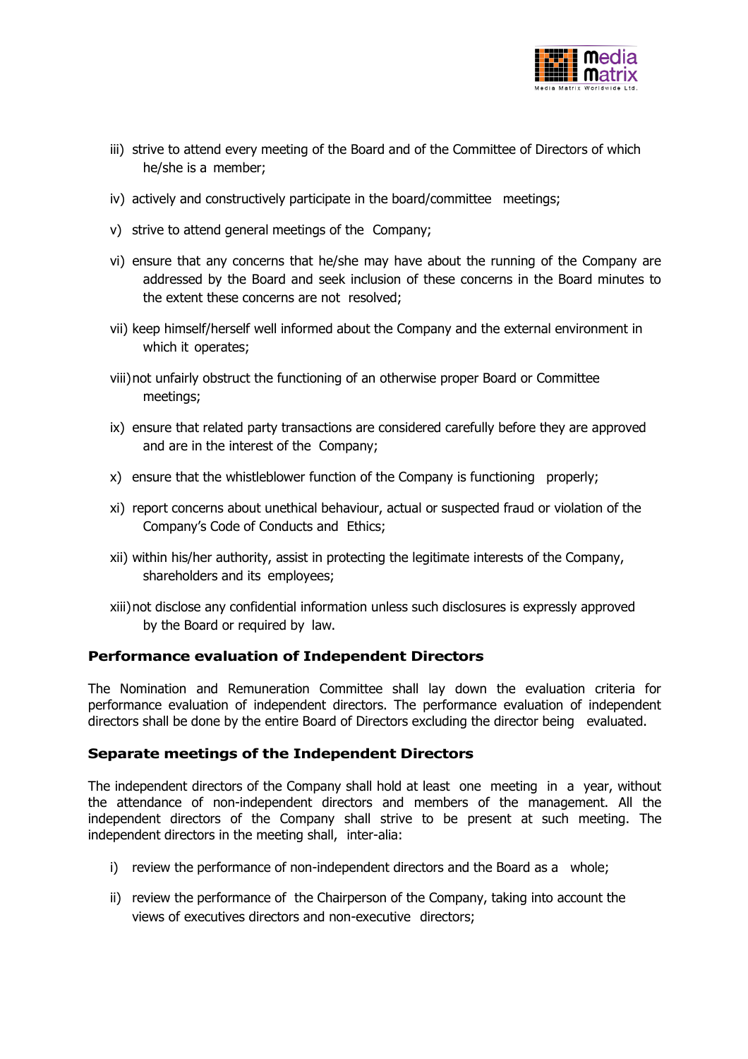iii) strive to attend every meeting of the Board and of the Committee of Directors of which he/she is a member;

iv) actively and constructively participate in the board/committee meetings;

v) strive to attend general meetings of the Company;

vi) ensure that any concerns that he/she may have about the running of the Company are addressed by the Board and seek inclusion of these concerns in the Board minutes to the extent these concerns are not resolved;

vii) keep himself/herself well informed about the Company and the external environment in which it operates;

viii) not unfairly obstruct the functioning of an otherwise proper Board or Committee meetings;

ix) ensure that related party transactions are considered carefully before they are approved and are in the interest of the Company;

x) ensure that the whistleblower function of the Company is functioning properly;

xi) report concerns about unethical behaviour, actual or suspected fraud or violation of the Company's Code of Conducts and Ethics;

xii) within his/her authority, assist in protecting the legitimate interests of the Company, shareholders and its employees;

xiii) not disclose any confidential information unless such disclosures is expressly approved by the Board or required by law.

### Performance evaluation of Independent Directors

The Nomination and Remuneration Committee shall lay down the evaluation criteria for performance evaluation of independent directors. The performance evaluation of independent directors shall be done by the entire Board of Directors excluding the director being evaluated.

### Separate meetings of the Independent Directors

The independent directors of the Company shall hold at least one meeting in a year, without the attendance of non-independent directors and members of the management. All the independent directors of the Company shall strive to be present at such meeting. The independent directors in the meeting shall, inter-alia:

i) review the performance of non-independent directors and the Board as a whole;

ii) review the performance of the Chairperson of the Company, taking into account the views of executives directors and non-executive directors;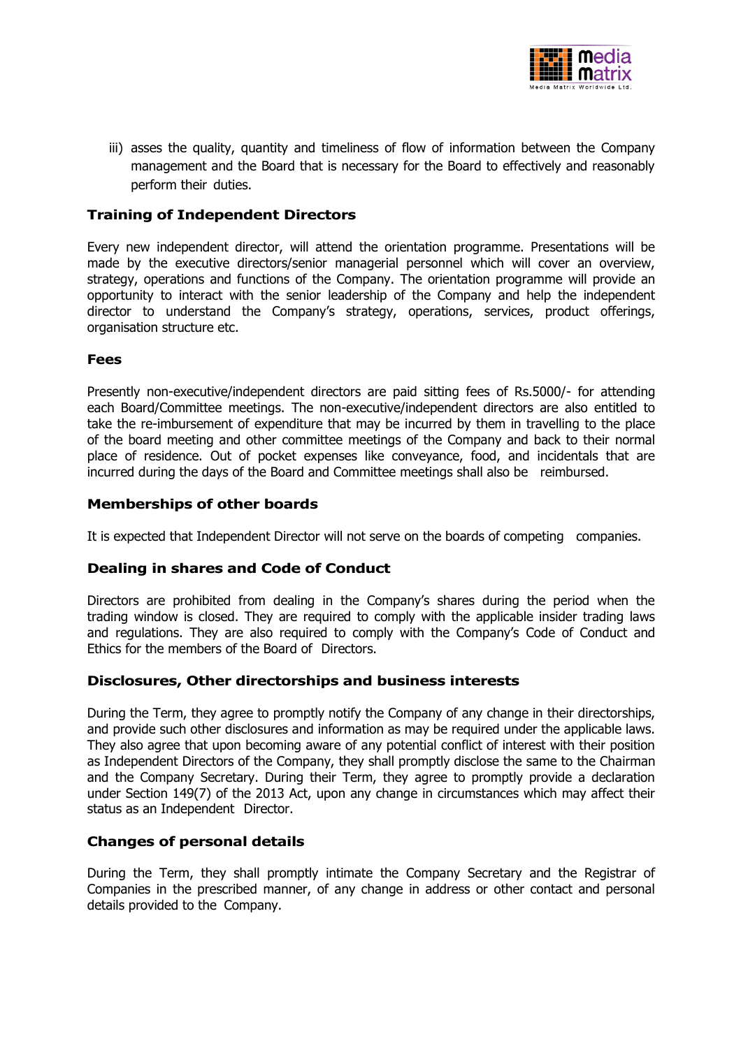iii) asses the quality, quantity and timeliness of flow of information between the Company management and the Board that is necessary for the Board to effectively and reasonably perform their duties.

### Training of Independent Directors

Every new independent director, will attend the orientation programme. Presentations will be made by the executive directors/senior managerial personnel which will cover an overview, strategy, operations and functions of the Company. The orientation programme will provide an opportunity to interact with the senior leadership of the Company and help the independent director to understand the Company's strategy, operations, services, product offerings, organisation structure etc.

#### Fees

Presently non-executive/independent directors are paid sitting fees of Rs.5000/- for attending each Board/Committee meetings. The non-executive/independent directors are also entitled to take the re-imbursement of expenditure that may be incurred by them in travelling to the place of the board meeting and other committee meetings of the Company and back to their normal place of residence. Out of pocket expenses like conveyance, food, and incidentals that are incurred during the days of the Board and Committee meetings shall also be reimbursed.

### Memberships of other boards

It is expected that Independent Director will not serve on the boards of competing companies.

### Dealing in shares and Code of Conduct

Directors are prohibited from dealing in the Company's shares during the period when the trading window is closed. They are required to comply with the applicable insider trading laws and regulations. They are also required to comply with the Company's Code of Conduct and Ethics for the members of the Board of Directors.

### Disclosures, Other directorships and business interests

During the Term, they agree to promptly notify the Company of any change in their directorships, and provide such other disclosures and information as may be required under the applicable laws. They also agree that upon becoming aware of any potential conflict of interest with their position as Independent Directors of the Company, they shall promptly disclose the same to the Chairman and the Company Secretary. During their Term, they agree to promptly provide a declaration under Section 149(7) of the 2013 Act, upon any change in circumstances which may affect their status as an Independent Director.

### Changes of personal details

During the Term, they shall promptly intimate the Company Secretary and the Registrar of Companies in the prescribed manner, of any change in address or other contact and personal details provided to the Company.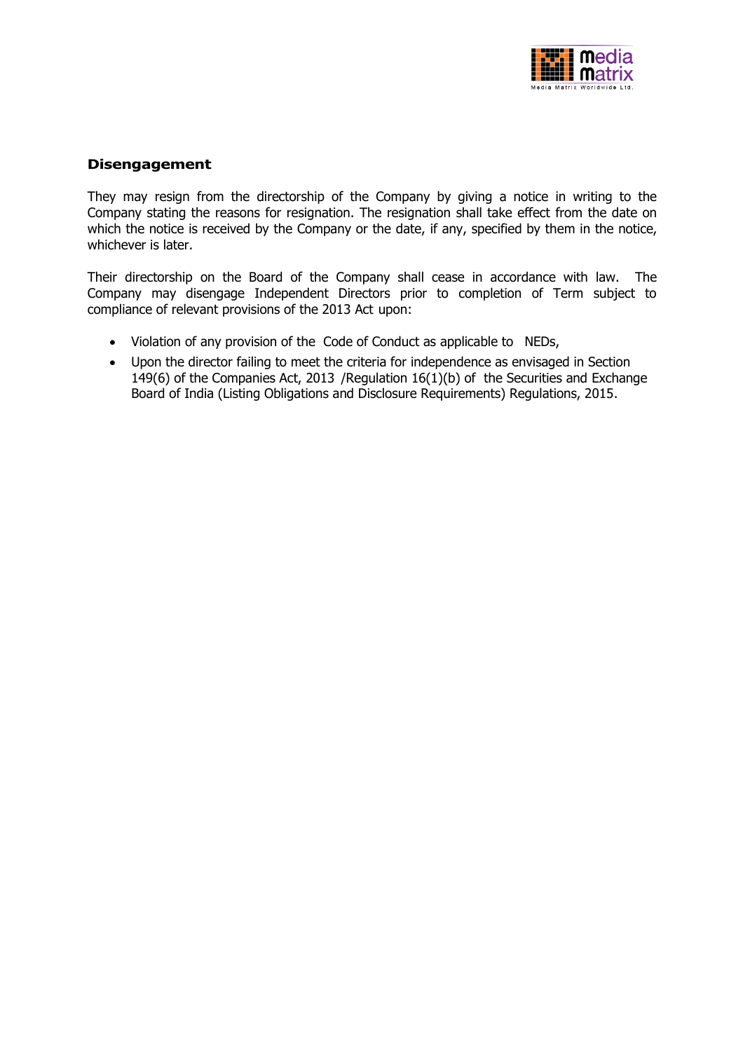## Disengagement

They may resign from the directorship of the Company by giving a notice in writing to the Company stating the reasons for resignation. The resignation shall take effect from the date on which the notice is received by the Company or the date, if any, specified by them in the notice, whichever is later.

Their directorship on the Board of the Company shall cease in accordance with law. The Company may disengage Independent Directors prior to completion of Term subject to compliance of relevant provisions of the 2013 Act upon:

- Violation of any provision of the Code of Conduct as applicable to NEDs,
- Upon the director failing to meet the criteria for independence as envisaged in Section 149(6) of the Companies Act, 2013 /Regulation 16(1)(b) of the Securities and Exchange Board of India (Listing Obligations and Disclosure Requirements) Regulations, 2015.